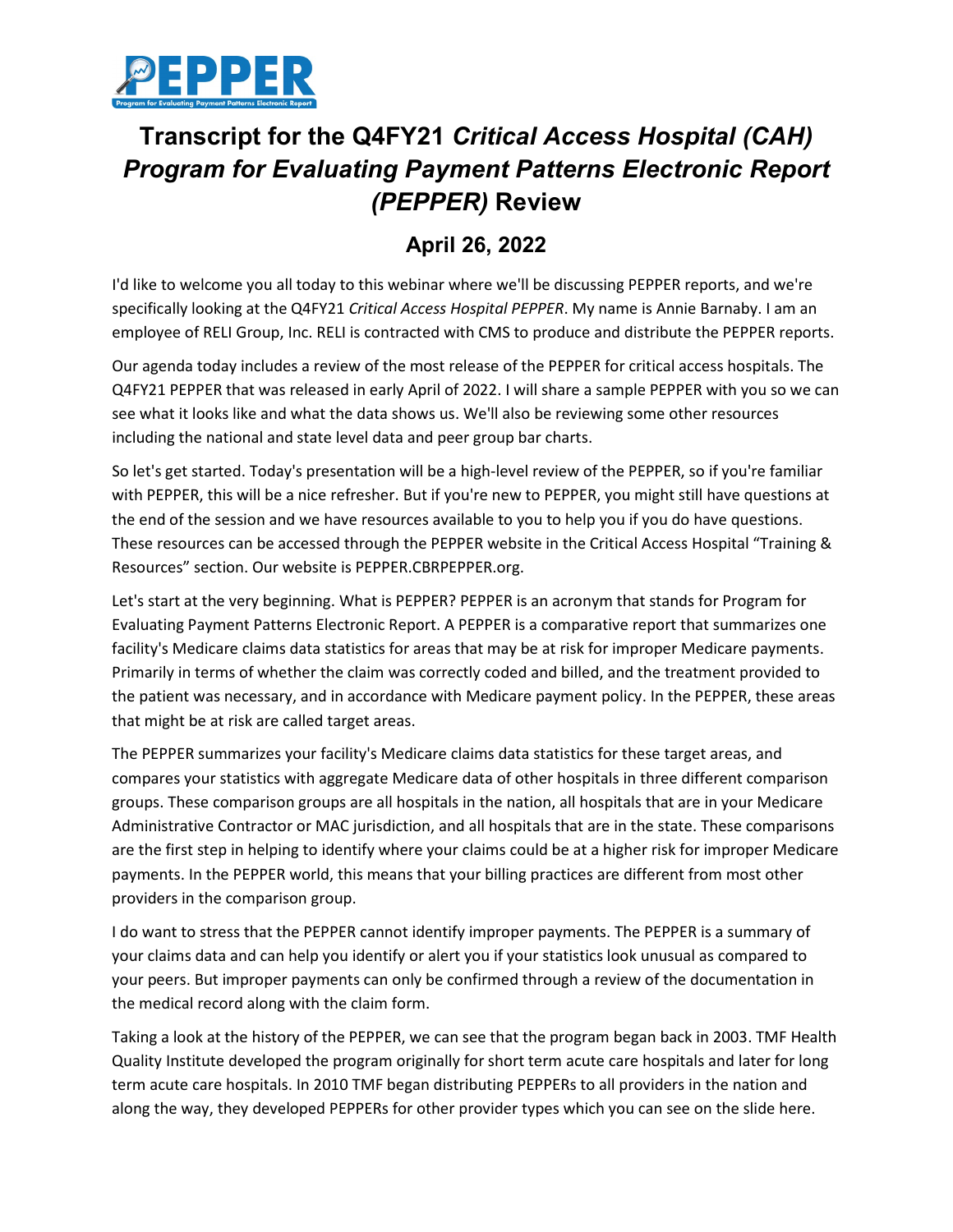# Transcript for the Q4FY21 *Critical Access Hospital (CAH) Program for Evaluating Payment Patterns Electronic Report (PEPPER)* Review

## April 26, 2022

I'd like to welcome you all today to this webinar where we'll be discussing PEPPER reports, and we're specifically looking at the Q4FY21 *Critical Access Hospital PEPPER*. My name is Annie Barnaby. I am an employee of RELI Group, Inc. RELI is contracted with CMS to produce and distribute the PEPPER reports.

Our agenda today includes a review of the most release of the PEPPER for critical access hospitals. The Q4FY21 PEPPER that was released in early April of 2022. I will share a sample PEPPER with you so we can see what it looks like and what the data shows us. We'll also be reviewing some other resources including the national and state level data and peer group bar charts.

So let's get started. Today's presentation will be a high-level review of the PEPPER, so if you're familiar with PEPPER, this will be a nice refresher. But if you're new to PEPPER, you might still have questions at the end of the session and we have resources available to you to help you if you do have questions. These resources can be accessed through the PEPPER website in the Critical Access Hospital "Training & Resources" section. Our website is PEPPER.CBRPEPPER.org.

Let's start at the very beginning. What is PEPPER? PEPPER is an acronym that stands for Program for Evaluating Payment Patterns Electronic Report. A PEPPER is a comparative report that summarizes one facility's Medicare claims data statistics for areas that may be at risk for improper Medicare payments. Primarily in terms of whether the claim was correctly coded and billed, and the treatment provided to the patient was necessary, and in accordance with Medicare payment policy. In the PEPPER, these areas that might be at risk are called target areas.

The PEPPER summarizes your facility's Medicare claims data statistics for these target areas, and compares your statistics with aggregate Medicare data of other hospitals in three different comparison groups. These comparison groups are all hospitals in the nation, all hospitals that are in your Medicare Administrative Contractor or MAC jurisdiction, and all hospitals that are in the state. These comparisons are the first step in helping to identify where your claims could be at a higher risk for improper Medicare payments. In the PEPPER world, this means that your billing practices are different from most other providers in the comparison group.

I do want to stress that the PEPPER cannot identify improper payments. The PEPPER is a summary of your claims data and can help you identify or alert you if your statistics look unusual as compared to your peers. But improper payments can only be confirmed through a review of the documentation in the medical record along with the claim form.

Taking a look at the history of the PEPPER, we can see that the program began back in 2003. TMF Health Quality Institute developed the program originally for short term acute care hospitals and later for long term acute care hospitals. In 2010 TMF began distributing PEPPERs to all providers in the nation and along the way, they developed PEPPERs for other provider types which you can see on the slide here.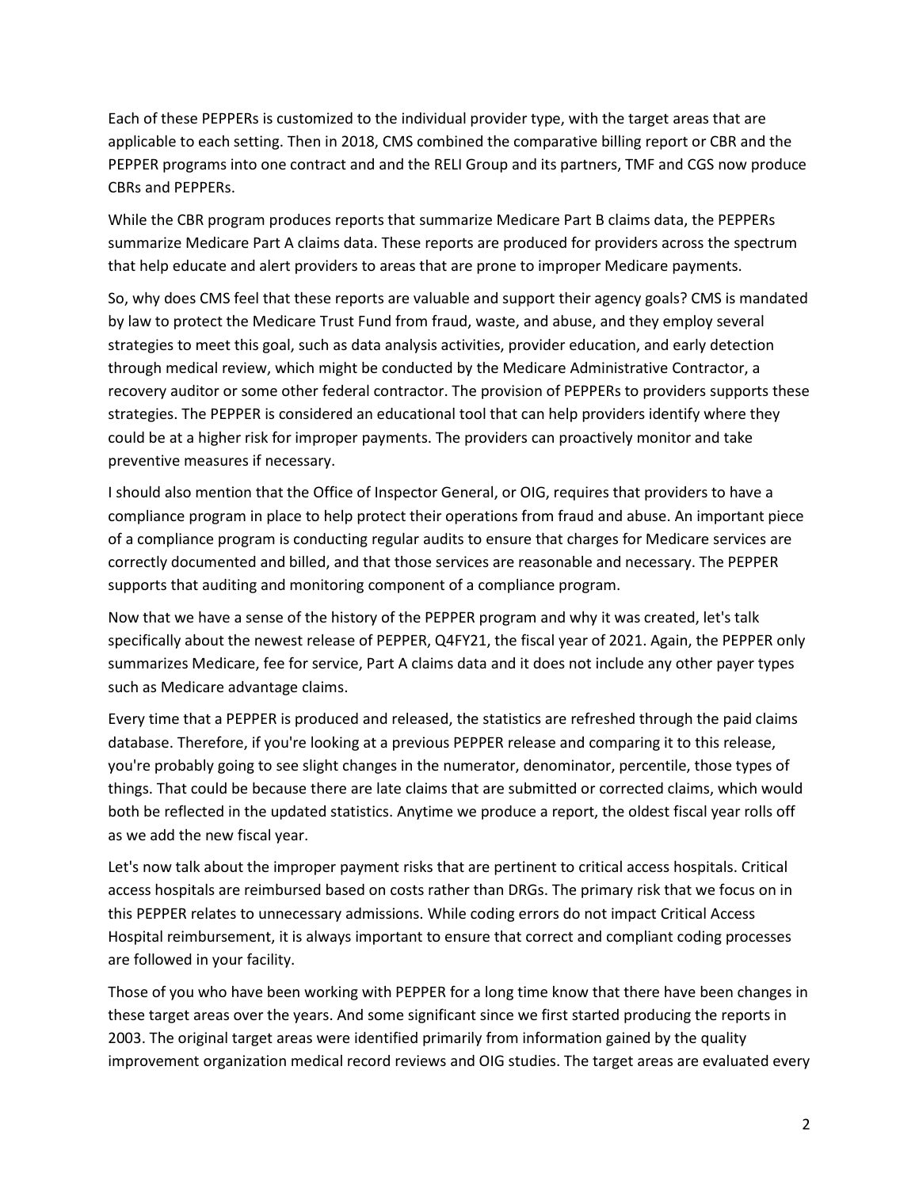Each of these PEPPERs is customized to the individual provider type, with the target areas that are applicable to each setting. Then in 2018, CMS combined the comparative billing report or CBR and the PEPPER programs into one contract and and the RELI Group and its partners, TMF and CGS now produce CBRs and PEPPERs.

While the CBR program produces reports that summarize Medicare Part B claims data, the PEPPERs summarize Medicare Part A claims data. These reports are produced for providers across the spectrum that help educate and alert providers to areas that are prone to improper Medicare payments.

So, why does CMS feel that these reports are valuable and support their agency goals? CMS is mandated by law to protect the Medicare Trust Fund from fraud, waste, and abuse, and they employ several strategies to meet this goal, such as data analysis activities, provider education, and early detection through medical review, which might be conducted by the Medicare Administrative Contractor, a recovery auditor or some other federal contractor. The provision of PEPPERs to providers supports these strategies. The PEPPER is considered an educational tool that can help providers identify where they could be at a higher risk for improper payments. The providers can proactively monitor and take preventive measures if necessary.

I should also mention that the Office of Inspector General, or OIG, requires that providers to have a compliance program in place to help protect their operations from fraud and abuse. An important piece of a compliance program is conducting regular audits to ensure that charges for Medicare services are correctly documented and billed, and that those services are reasonable and necessary. The PEPPER supports that auditing and monitoring component of a compliance program.

Now that we have a sense of the history of the PEPPER program and why it was created, let's talk specifically about the newest release of PEPPER, Q4FY21, the fiscal year of 2021. Again, the PEPPER only summarizes Medicare, fee for service, Part A claims data and it does not include any other payer types such as Medicare advantage claims.

Every time that a PEPPER is produced and released, the statistics are refreshed through the paid claims database. Therefore, if you're looking at a previous PEPPER release and comparing it to this release, you're probably going to see slight changes in the numerator, denominator, percentile, those types of things. That could be because there are late claims that are submitted or corrected claims, which would both be reflected in the updated statistics. Anytime we produce a report, the oldest fiscal year rolls off as we add the new fiscal year.

Let's now talk about the improper payment risks that are pertinent to critical access hospitals. Critical access hospitals are reimbursed based on costs rather than DRGs. The primary risk that we focus on in this PEPPER relates to unnecessary admissions. While coding errors do not impact Critical Access Hospital reimbursement, it is always important to ensure that correct and compliant coding processes are followed in your facility.

Those of you who have been working with PEPPER for a long time know that there have been changes in these target areas over the years. And some significant since we first started producing the reports in 2003. The original target areas were identified primarily from information gained by the quality improvement organization medical record reviews and OIG studies. The target areas are evaluated every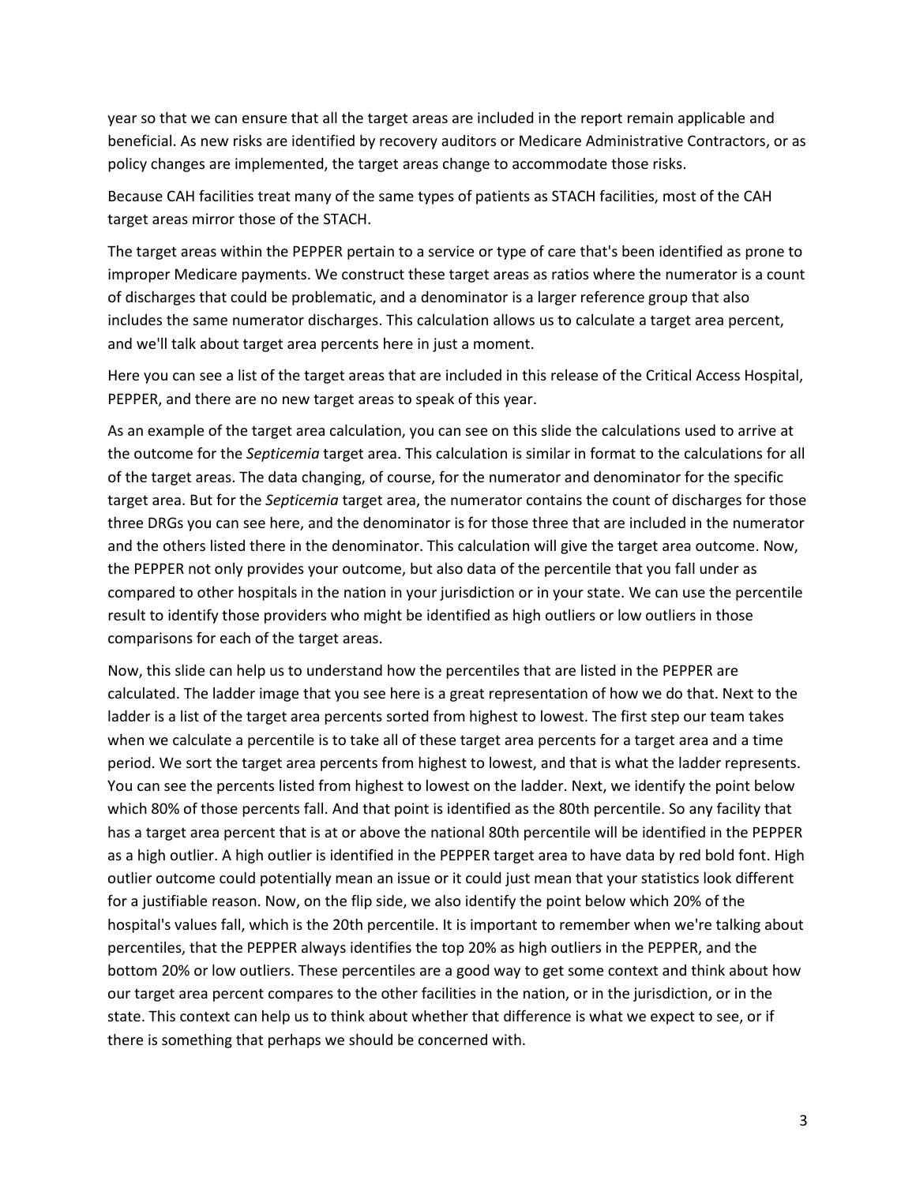year so that we can ensure that all the target areas are included in the report remain applicable and beneficial. As new risks are identified by recovery auditors or Medicare Administrative Contractors, or as policy changes are implemented, the target areas change to accommodate those risks.

Because CAH facilities treat many of the same types of patients as STACH facilities, most of the CAH target areas mirror those of the STACH.

The target areas within the PEPPER pertain to a service or type of care that's been identified as prone to improper Medicare payments. We construct these target areas as ratios where the numerator is a count of discharges that could be problematic, and a denominator is a larger reference group that also includes the same numerator discharges. This calculation allows us to calculate a target area percent, and we'll talk about target area percents here in just a moment.

Here you can see a list of the target areas that are included in this release of the Critical Access Hospital, PEPPER, and there are no new target areas to speak of this year.

As an example of the target area calculation, you can see on this slide the calculations used to arrive at the outcome for the *Septicemia* target area. This calculation is similar in format to the calculations for all of the target areas. The data changing, of course, for the numerator and denominator for the specific target area. But for the *Septicemia* target area, the numerator contains the count of discharges for those three DRGs you can see here, and the denominator is for those three that are included in the numerator and the others listed there in the denominator. This calculation will give the target area outcome. Now, the PEPPER not only provides your outcome, but also data of the percentile that you fall under as compared to other hospitals in the nation in your jurisdiction or in your state. We can use the percentile result to identify those providers who might be identified as high outliers or low outliers in those comparisons for each of the target areas.

Now, this slide can help us to understand how the percentiles that are listed in the PEPPER are calculated. The ladder image that you see here is a great representation of how we do that. Next to the ladder is a list of the target area percents sorted from highest to lowest. The first step our team takes when we calculate a percentile is to take all of these target area percents for a target area and a time period. We sort the target area percents from highest to lowest, and that is what the ladder represents. You can see the percents listed from highest to lowest on the ladder. Next, we identify the point below which 80% of those percents fall. And that point is identified as the 80th percentile. So any facility that has a target area percent that is at or above the national 80th percentile will be identified in the PEPPER as a high outlier. A high outlier is identified in the PEPPER target area to have data by red bold font. High outlier outcome could potentially mean an issue or it could just mean that your statistics look different for a justifiable reason. Now, on the flip side, we also identify the point below which 20% of the hospital's values fall, which is the 20th percentile. It is important to remember when we're talking about percentiles, that the PEPPER always identifies the top 20% as high outliers in the PEPPER, and the bottom 20% or low outliers. These percentiles are a good way to get some context and think about how our target area percent compares to the other facilities in the nation, or in the jurisdiction, or in the state. This context can help us to think about whether that difference is what we expect to see, or if there is something that perhaps we should be concerned with.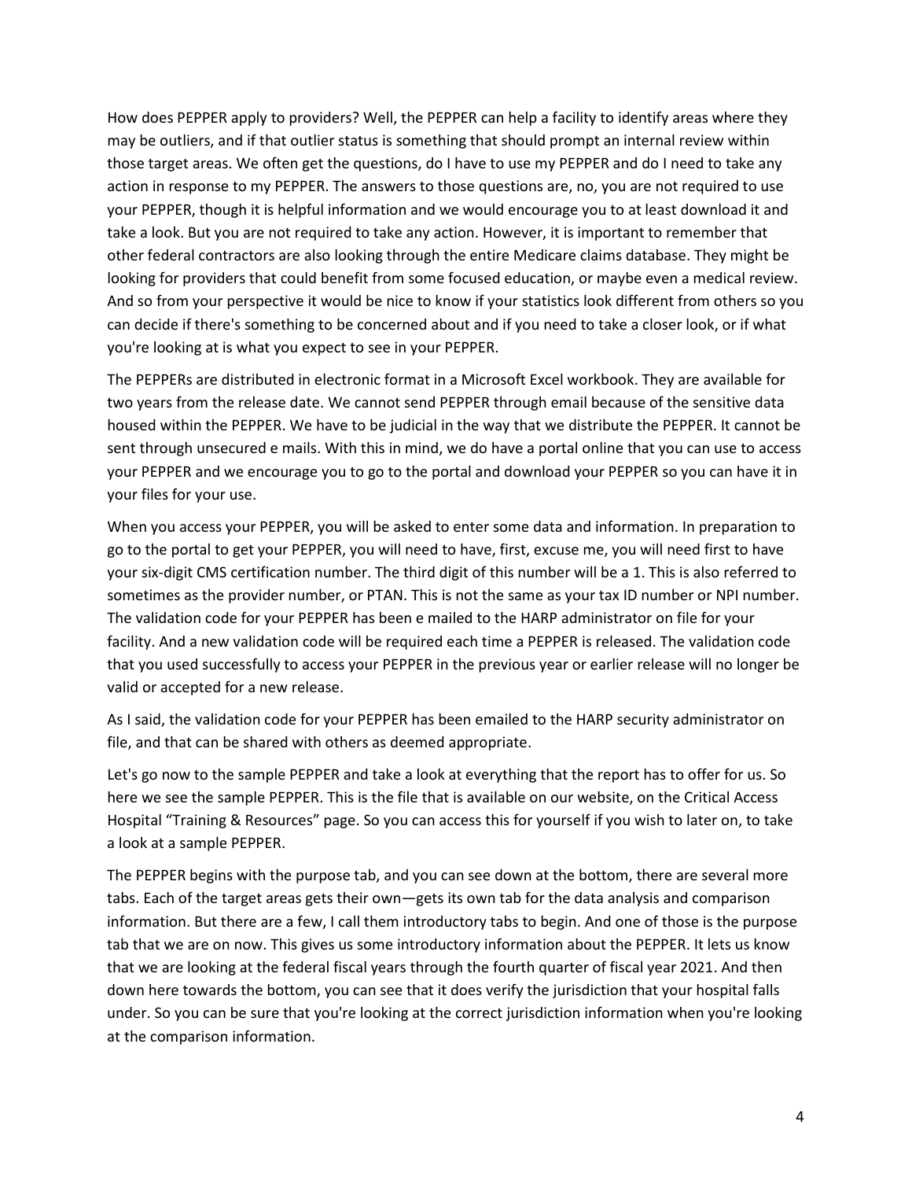How does PEPPER apply to providers? Well, the PEPPER can help a facility to identify areas where they may be outliers, and if that outlier status is something that should prompt an internal review within those target areas. We often get the questions, do I have to use my PEPPER and do I need to take any action in response to my PEPPER. The answers to those questions are, no, you are not required to use your PEPPER, though it is helpful information and we would encourage you to at least download it and take a look. But you are not required to take any action. However, it is important to remember that other federal contractors are also looking through the entire Medicare claims database. They might be looking for providers that could benefit from some focused education, or maybe even a medical review. And so from your perspective it would be nice to know if your statistics look different from others so you can decide if there's something to be concerned about and if you need to take a closer look, or if what you're looking at is what you expect to see in your PEPPER.

The PEPPERs are distributed in electronic format in a Microsoft Excel workbook. They are available for two years from the release date. We cannot send PEPPER through email because of the sensitive data housed within the PEPPER. We have to be judicial in the way that we distribute the PEPPER. It cannot be sent through unsecured e mails. With this in mind, we do have a portal online that you can use to access your PEPPER and we encourage you to go to the portal and download your PEPPER so you can have it in your files for your use.

When you access your PEPPER, you will be asked to enter some data and information. In preparation to go to the portal to get your PEPPER, you will need to have, first, excuse me, you will need first to have your six-digit CMS certification number. The third digit of this number will be a 1. This is also referred to sometimes as the provider number, or PTAN. This is not the same as your tax ID number or NPI number. The validation code for your PEPPER has been e mailed to the HARP administrator on file for your facility. And a new validation code will be required each time a PEPPER is released. The validation code that you used successfully to access your PEPPER in the previous year or earlier release will no longer be valid or accepted for a new release.

As I said, the validation code for your PEPPER has been emailed to the HARP security administrator on file, and that can be shared with others as deemed appropriate.

Let's go now to the sample PEPPER and take a look at everything that the report has to offer for us. So here we see the sample PEPPER. This is the file that is available on our website, on the Critical Access Hospital “Training & Resources” page. So you can access this for yourself if you wish to later on, to take a look at a sample PEPPER.

The PEPPER begins with the purpose tab, and you can see down at the bottom, there are several more tabs. Each of the target areas gets their own—gets its own tab for the data analysis and comparison information. But there are a few, I call them introductory tabs to begin. And one of those is the purpose tab that we are on now. This gives us some introductory information about the PEPPER. It lets us know that we are looking at the federal fiscal years through the fourth quarter of fiscal year 2021. And then down here towards the bottom, you can see that it does verify the jurisdiction that your hospital falls under. So you can be sure that you're looking at the correct jurisdiction information when you're looking at the comparison information.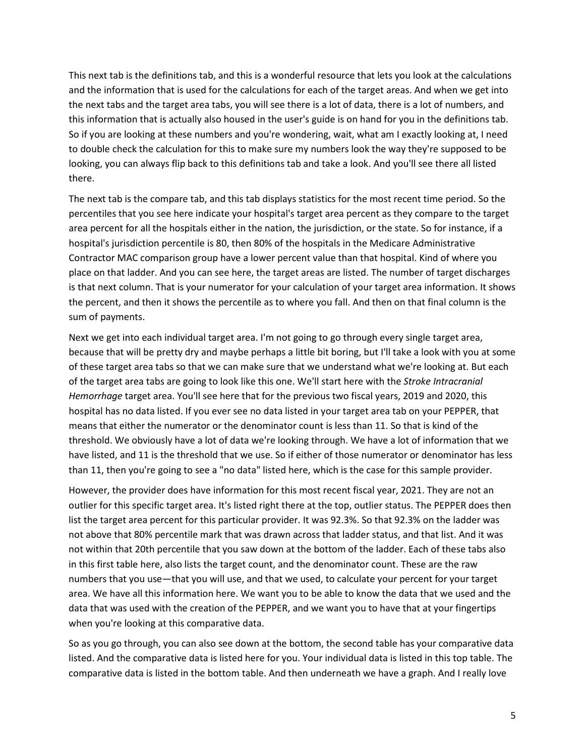This next tab is the definitions tab, and this is a wonderful resource that lets you look at the calculations and the information that is used for the calculations for each of the target areas. And when we get into the next tabs and the target area tabs, you will see there is a lot of data, there is a lot of numbers, and this information that is actually also housed in the user's guide is on hand for you in the definitions tab. So if you are looking at these numbers and you're wondering, wait, what am I exactly looking at, I need to double check the calculation for this to make sure my numbers look the way they're supposed to be looking, you can always flip back to this definitions tab and take a look. And you'll see there all listed there.

The next tab is the compare tab, and this tab displays statistics for the most recent time period. So the percentiles that you see here indicate your hospital's target area percent as they compare to the target area percent for all the hospitals either in the nation, the jurisdiction, or the state. So for instance, if a hospital's jurisdiction percentile is 80, then 80% of the hospitals in the Medicare Administrative Contractor MAC comparison group have a lower percent value than that hospital. Kind of where you place on that ladder. And you can see here, the target areas are listed. The number of target discharges is that next column. That is your numerator for your calculation of your target area information. It shows the percent, and then it shows the percentile as to where you fall. And then on that final column is the sum of payments.

Next we get into each individual target area. I'm not going to go through every single target area, because that will be pretty dry and maybe perhaps a little bit boring, but I'll take a look with you at some of these target area tabs so that we can make sure that we understand what we're looking at. But each of the target area tabs are going to look like this one. We'll start here with the *Stroke Intracranial Hemorrhage* target area. You'll see here that for the previous two fiscal years, 2019 and 2020, this hospital has no data listed. If you ever see no data listed in your target area tab on your PEPPER, that means that either the numerator or the denominator count is less than 11. So that is kind of the threshold. We obviously have a lot of data we're looking through. We have a lot of information that we have listed, and 11 is the threshold that we use. So if either of those numerator or denominator has less than 11, then you're going to see a "no data" listed here, which is the case for this sample provider.

However, the provider does have information for this most recent fiscal year, 2021. They are not an outlier for this specific target area. It's listed right there at the top, outlier status. The PEPPER does then list the target area percent for this particular provider. It was 92.3%. So that 92.3% on the ladder was not above that 80% percentile mark that was drawn across that ladder status, and that list. And it was not within that 20th percentile that you saw down at the bottom of the ladder. Each of these tabs also in this first table here, also lists the target count, and the denominator count. These are the raw numbers that you use—that you will use, and that we used, to calculate your percent for your target area. We have all this information here. We want you to be able to know the data that we used and the data that was used with the creation of the PEPPER, and we want you to have that at your fingertips when you're looking at this comparative data.

So as you go through, you can also see down at the bottom, the second table has your comparative data listed. And the comparative data is listed here for you. Your individual data is listed in this top table. The comparative data is listed in the bottom table. And then underneath we have a graph. And I really love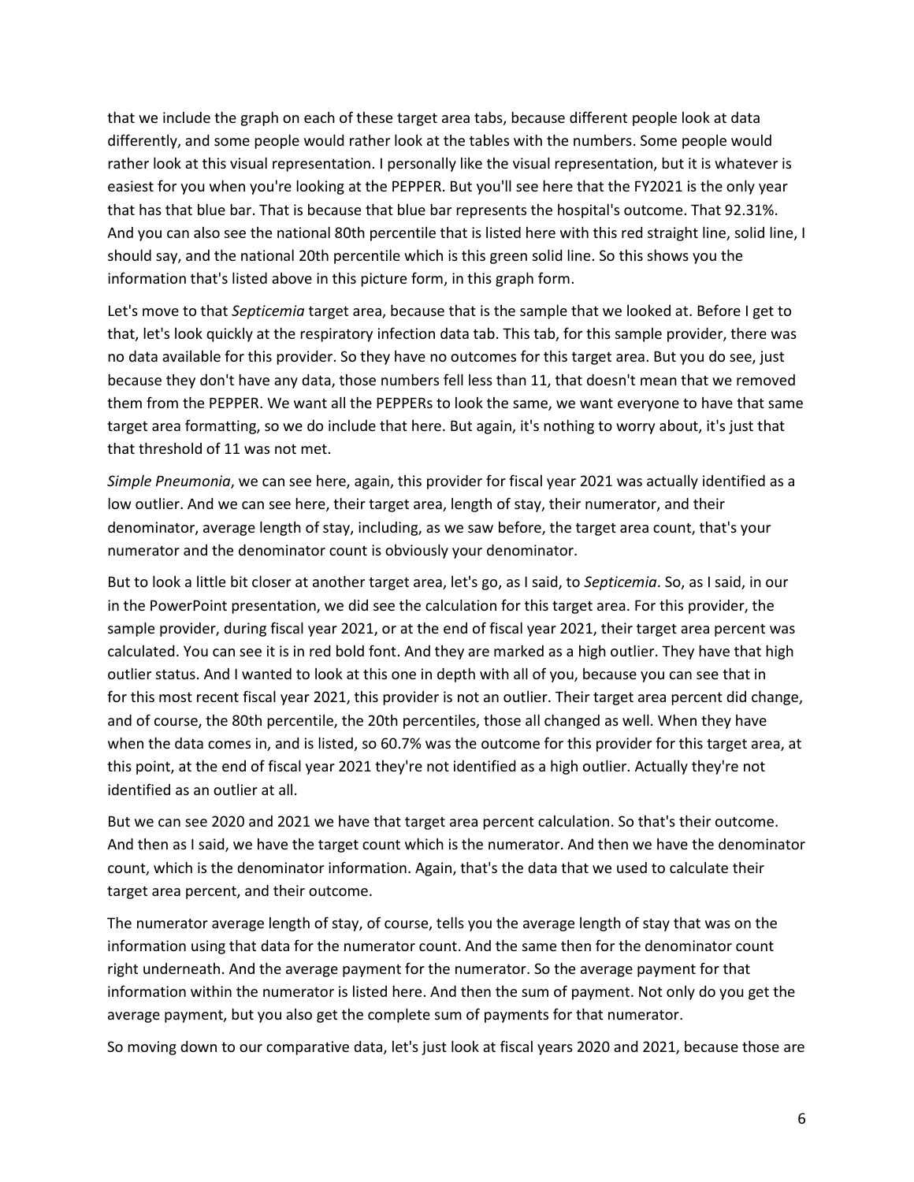that we include the graph on each of these target area tabs, because different people look at data differently, and some people would rather look at the tables with the numbers. Some people would rather look at this visual representation. I personally like the visual representation, but it is whatever is easiest for you when you're looking at the PEPPER. But you'll see here that the FY2021 is the only year that has that blue bar. That is because that blue bar represents the hospital's outcome. That 92.31%. And you can also see the national 80th percentile that is listed here with this red straight line, solid line, I should say, and the national 20th percentile which is this green solid line. So this shows you the information that's listed above in this picture form, in this graph form.

Let's move to that *Septicemia* target area, because that is the sample that we looked at. Before I get to that, let's look quickly at the respiratory infection data tab. This tab, for this sample provider, there was no data available for this provider. So they have no outcomes for this target area. But you do see, just because they don't have any data, those numbers fell less than 11, that doesn't mean that we removed them from the PEPPER. We want all the PEPPERs to look the same, we want everyone to have that same target area formatting, so we do include that here. But again, it's nothing to worry about, it's just that that threshold of 11 was not met.

*Simple Pneumonia*, we can see here, again, this provider for fiscal year 2021 was actually identified as a low outlier. And we can see here, their target area, length of stay, their numerator, and their denominator, average length of stay, including, as we saw before, the target area count, that's your numerator and the denominator count is obviously your denominator.

But to look a little bit closer at another target area, let's go, as I said, to *Septicemia*. So, as I said, in our in the PowerPoint presentation, we did see the calculation for this target area. For this provider, the sample provider, during fiscal year 2021, or at the end of fiscal year 2021, their target area percent was calculated. You can see it is in red bold font. And they are marked as a high outlier. They have that high outlier status. And I wanted to look at this one in depth with all of you, because you can see that in for this most recent fiscal year 2021, this provider is not an outlier. Their target area percent did change, and of course, the 80th percentile, the 20th percentiles, those all changed as well. When they have when the data comes in, and is listed, so 60.7% was the outcome for this provider for this target area, at this point, at the end of fiscal year 2021 they're not identified as a high outlier. Actually they're not identified as an outlier at all.

But we can see 2020 and 2021 we have that target area percent calculation. So that's their outcome. And then as I said, we have the target count which is the numerator. And then we have the denominator count, which is the denominator information. Again, that's the data that we used to calculate their target area percent, and their outcome.

The numerator average length of stay, of course, tells you the average length of stay that was on the information using that data for the numerator count. And the same then for the denominator count right underneath. And the average payment for the numerator. So the average payment for that information within the numerator is listed here. And then the sum of payment. Not only do you get the average payment, but you also get the complete sum of payments for that numerator.

So moving down to our comparative data, let's just look at fiscal years 2020 and 2021, because those are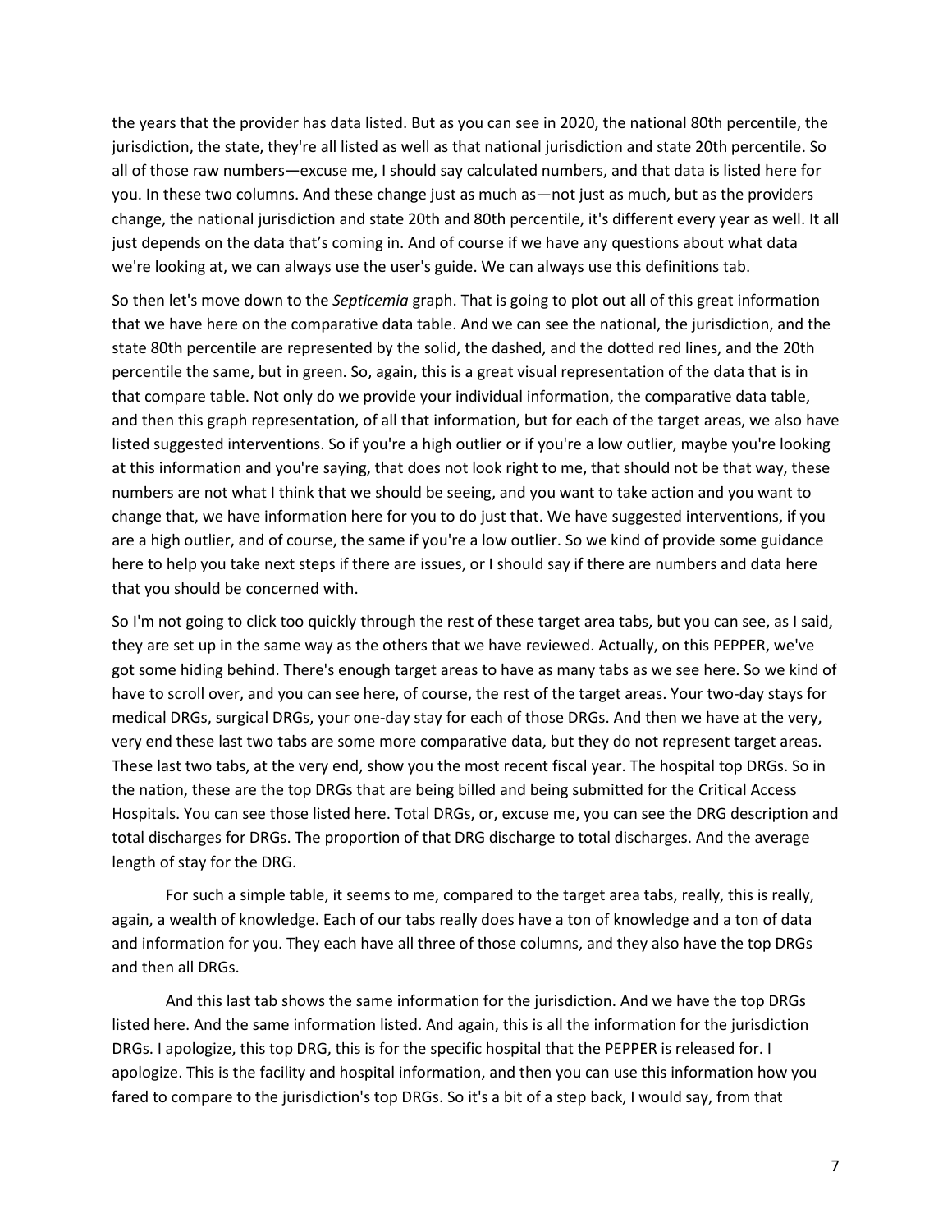the years that the provider has data listed. But as you can see in 2020, the national 80th percentile, the jurisdiction, the state, they're all listed as well as that national jurisdiction and state 20th percentile. So all of those raw numbers—excuse me, I should say calculated numbers, and that data is listed here for you. In these two columns. And these change just as much as—not just as much, but as the providers change, the national jurisdiction and state 20th and 80th percentile, it's different every year as well. It all just depends on the data that's coming in. And of course if we have any questions about what data we're looking at, we can always use the user's guide. We can always use this definitions tab.

So then let's move down to the *Septicemia* graph. That is going to plot out all of this great information that we have here on the comparative data table. And we can see the national, the jurisdiction, and the state 80th percentile are represented by the solid, the dashed, and the dotted red lines, and the 20th percentile the same, but in green. So, again, this is a great visual representation of the data that is in that compare table. Not only do we provide your individual information, the comparative data table, and then this graph representation, of all that information, but for each of the target areas, we also have listed suggested interventions. So if you're a high outlier or if you're a low outlier, maybe you're looking at this information and you're saying, that does not look right to me, that should not be that way, these numbers are not what I think that we should be seeing, and you want to take action and you want to change that, we have information here for you to do just that. We have suggested interventions, if you are a high outlier, and of course, the same if you're a low outlier. So we kind of provide some guidance here to help you take next steps if there are issues, or I should say if there are numbers and data here that you should be concerned with.

So I'm not going to click too quickly through the rest of these target area tabs, but you can see, as I said, they are set up in the same way as the others that we have reviewed. Actually, on this PEPPER, we've got some hiding behind. There's enough target areas to have as many tabs as we see here. So we kind of have to scroll over, and you can see here, of course, the rest of the target areas. Your two-day stays for medical DRGs, surgical DRGs, your one-day stay for each of those DRGs. And then we have at the very, very end these last two tabs are some more comparative data, but they do not represent target areas. These last two tabs, at the very end, show you the most recent fiscal year. The hospital top DRGs. So in the nation, these are the top DRGs that are being billed and being submitted for the Critical Access Hospitals. You can see those listed here. Total DRGs, or, excuse me, you can see the DRG description and total discharges for DRGs. The proportion of that DRG discharge to total discharges. And the average length of stay for the DRG.

For such a simple table, it seems to me, compared to the target area tabs, really, this is really, again, a wealth of knowledge. Each of our tabs really does have a ton of knowledge and a ton of data and information for you. They each have all three of those columns, and they also have the top DRGs and then all DRGs.

And this last tab shows the same information for the jurisdiction. And we have the top DRGs listed here. And the same information listed. And again, this is all the information for the jurisdiction DRGs. I apologize, this top DRG, this is for the specific hospital that the PEPPER is released for. I apologize. This is the facility and hospital information, and then you can use this information how you fared to compare to the jurisdiction's top DRGs. So it's a bit of a step back, I would say, from that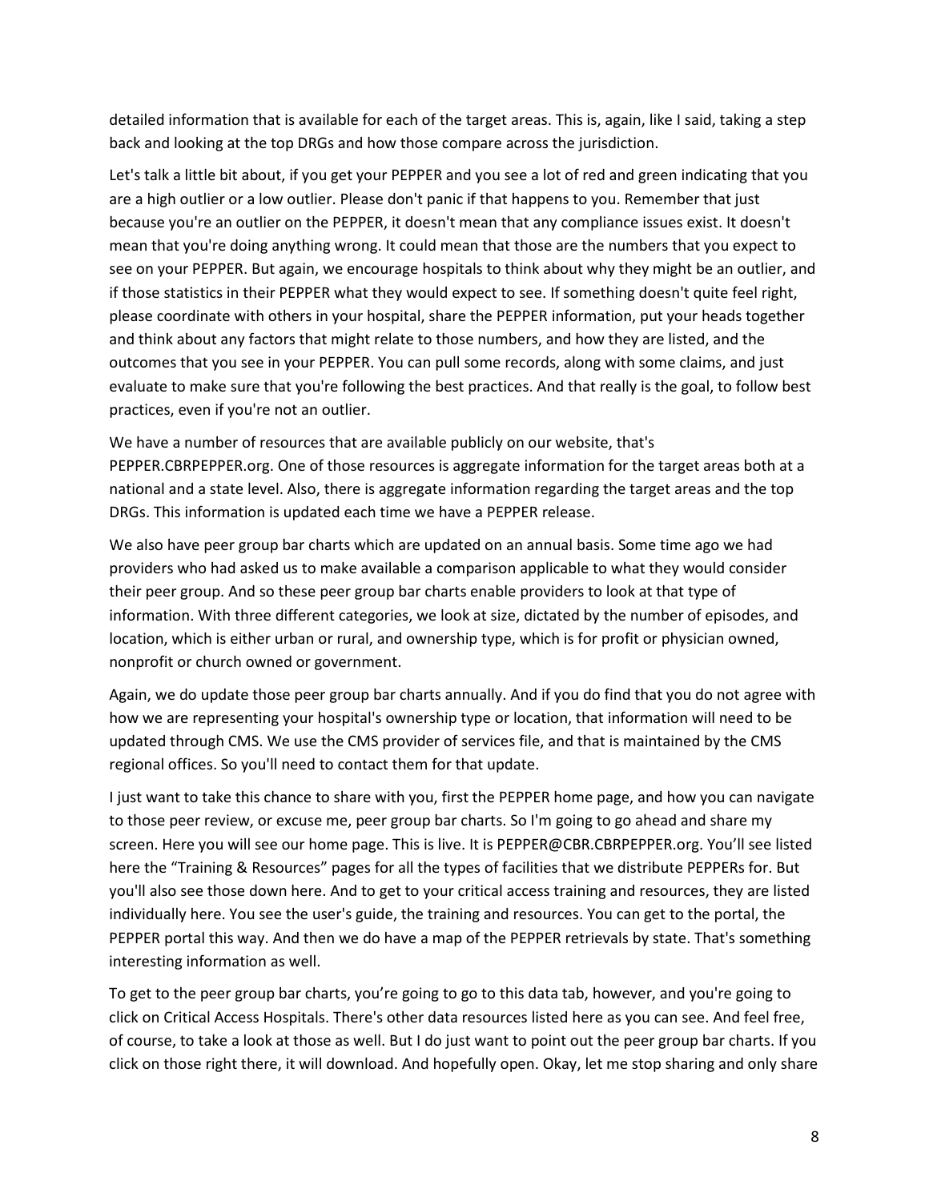detailed information that is available for each of the target areas. This is, again, like I said, taking a step back and looking at the top DRGs and how those compare across the jurisdiction.

Let's talk a little bit about, if you get your PEPPER and you see a lot of red and green indicating that you are a high outlier or a low outlier. Please don't panic if that happens to you. Remember that just because you're an outlier on the PEPPER, it doesn't mean that any compliance issues exist. It doesn't mean that you're doing anything wrong. It could mean that those are the numbers that you expect to see on your PEPPER. But again, we encourage hospitals to think about why they might be an outlier, and if those statistics in their PEPPER what they would expect to see. If something doesn't quite feel right, please coordinate with others in your hospital, share the PEPPER information, put your heads together and think about any factors that might relate to those numbers, and how they are listed, and the outcomes that you see in your PEPPER. You can pull some records, along with some claims, and just evaluate to make sure that you're following the best practices. And that really is the goal, to follow best practices, even if you're not an outlier.

We have a number of resources that are available publicly on our website, that's PEPPER.CBRPEPPER.org. One of those resources is aggregate information for the target areas both at a national and a state level. Also, there is aggregate information regarding the target areas and the top DRGs. This information is updated each time we have a PEPPER release.

We also have peer group bar charts which are updated on an annual basis. Some time ago we had providers who had asked us to make available a comparison applicable to what they would consider their peer group. And so these peer group bar charts enable providers to look at that type of information. With three different categories, we look at size, dictated by the number of episodes, and location, which is either urban or rural, and ownership type, which is for profit or physician owned, nonprofit or church owned or government.

Again, we do update those peer group bar charts annually. And if you do find that you do not agree with how we are representing your hospital's ownership type or location, that information will need to be updated through CMS. We use the CMS provider of services file, and that is maintained by the CMS regional offices. So you'll need to contact them for that update.

I just want to take this chance to share with you, first the PEPPER home page, and how you can navigate to those peer review, or excuse me, peer group bar charts. So I'm going to go ahead and share my screen. Here you will see our home page. This is live. It is PEPPER@CBR.CBRPEPPER.org. You'll see listed here the "Training & Resources" pages for all the types of facilities that we distribute PEPPERs for. But you'll also see those down here. And to get to your critical access training and resources, they are listed individually here. You see the user's guide, the training and resources. You can get to the portal, the PEPPER portal this way. And then we do have a map of the PEPPER retrievals by state. That's something interesting information as well.

To get to the peer group bar charts, you're going to go to this data tab, however, and you're going to click on Critical Access Hospitals. There's other data resources listed here as you can see. And feel free, of course, to take a look at those as well. But I do just want to point out the peer group bar charts. If you click on those right there, it will download. And hopefully open. Okay, let me stop sharing and only share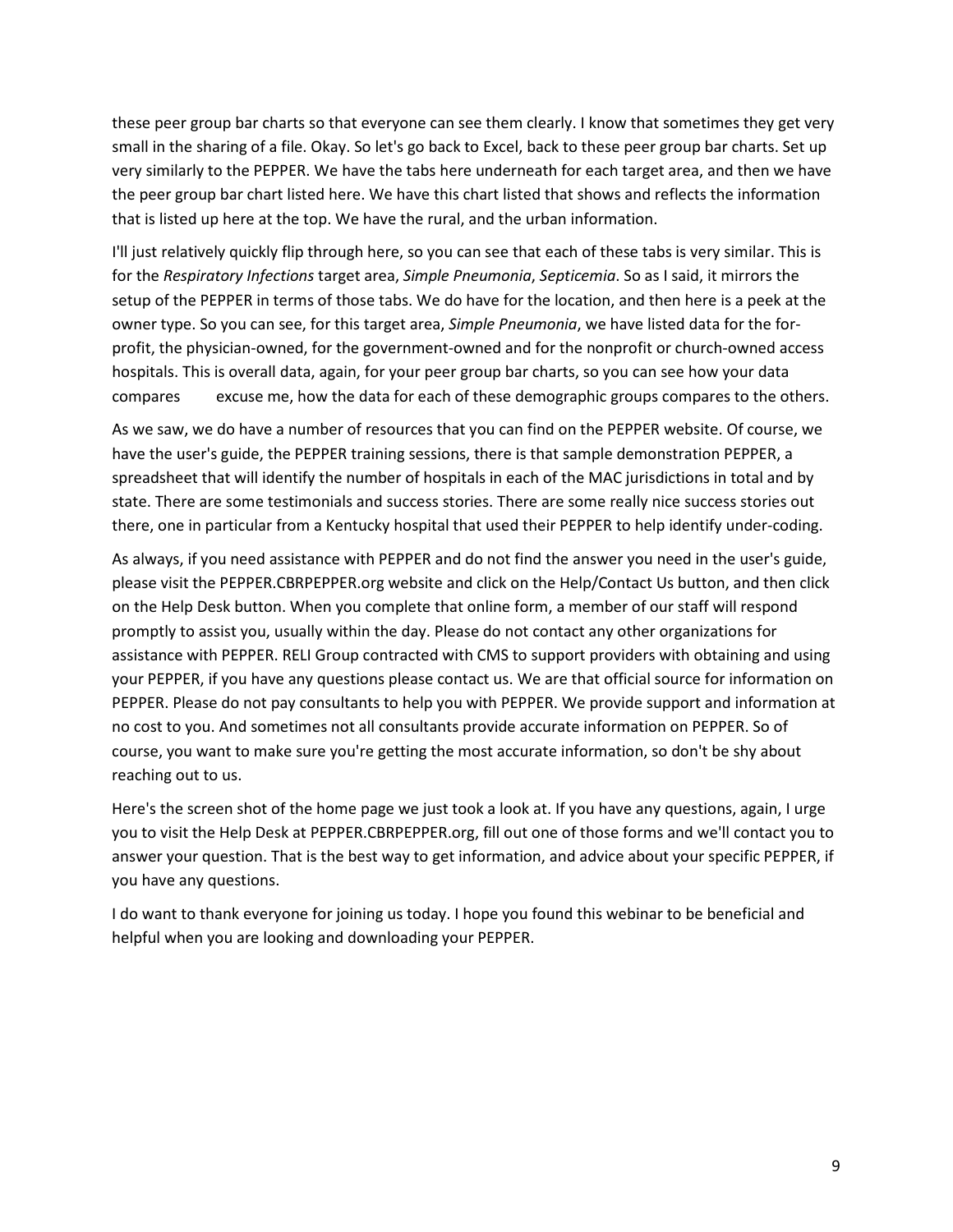these peer group bar charts so that everyone can see them clearly. I know that sometimes they get very small in the sharing of a file. Okay. So let's go back to Excel, back to these peer group bar charts. Set up very similarly to the PEPPER. We have the tabs here underneath for each target area, and then we have the peer group bar chart listed here. We have this chart listed that shows and reflects the information that is listed up here at the top. We have the rural, and the urban information.

I'll just relatively quickly flip through here, so you can see that each of these tabs is very similar. This is for the *Respiratory Infections* target area, *Simple Pneumonia*, *Septicemia*. So as I said, it mirrors the setup of the PEPPER in terms of those tabs. We do have for the location, and then here is a peek at the owner type. So you can see, for this target area, *Simple Pneumonia*, we have listed data for the for-profit, the physician-owned, for the government-owned and for the nonprofit or church-owned access hospitals. This is overall data, again, for your peer group bar charts, so you can see how your data compares excuse me, how the data for each of these demographic groups compares to the others.

As we saw, we do have a number of resources that you can find on the PEPPER website. Of course, we have the user's guide, the PEPPER training sessions, there is that sample demonstration PEPPER, a spreadsheet that will identify the number of hospitals in each of the MAC jurisdictions in total and by state. There are some testimonials and success stories. There are some really nice success stories out there, one in particular from a Kentucky hospital that used their PEPPER to help identify under-coding.

As always, if you need assistance with PEPPER and do not find the answer you need in the user's guide, please visit the PEPPER.CBRPEPPER.org website and click on the Help/Contact Us button, and then click on the Help Desk button. When you complete that online form, a member of our staff will respond promptly to assist you, usually within the day. Please do not contact any other organizations for assistance with PEPPER. RELI Group contracted with CMS to support providers with obtaining and using your PEPPER, if you have any questions please contact us. We are that official source for information on PEPPER. Please do not pay consultants to help you with PEPPER. We provide support and information at no cost to you. And sometimes not all consultants provide accurate information on PEPPER. So of course, you want to make sure you're getting the most accurate information, so don't be shy about reaching out to us.

Here's the screen shot of the home page we just took a look at. If you have any questions, again, I urge you to visit the Help Desk at PEPPER.CBRPEPPER.org, fill out one of those forms and we'll contact you to answer your question. That is the best way to get information, and advice about your specific PEPPER, if you have any questions.

I do want to thank everyone for joining us today. I hope you found this webinar to be beneficial and helpful when you are looking and downloading your PEPPER.